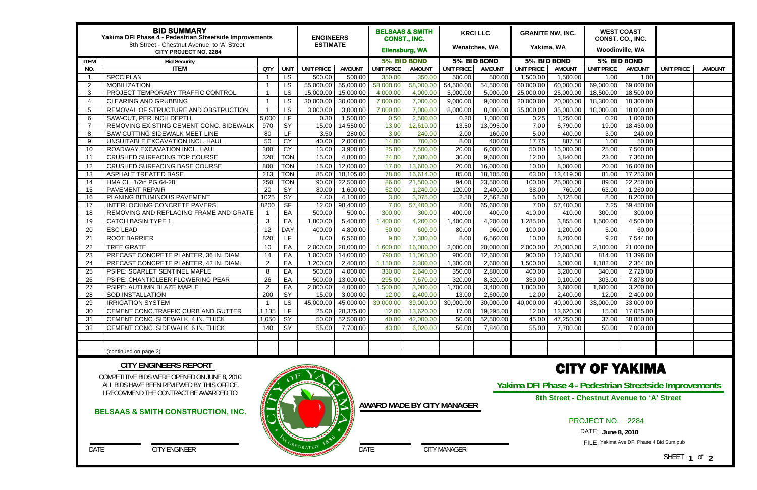# BID SUMMARY

**Yakima DFI Phase 4 - Pedestrian Streetside Improvements**
8th Street - Chestnut Avenue to 'A' Street
CITY PROJECT NO. 2284

| ITEM NO. | ITEM | QTY | UNIT | ENGINEERS ESTIMATE | | BELSAAS & SMITH CONST., INC. Ellensburg, WA | | KRCI LLC Wenatchee, WA | | GRANITE NW, INC. Yakima, WA | | WEST COAST CONST. CO., INC. Woodinville, WA | | | |
|---|---|---|---|---|---|---|---|---|---|---|---|---|---|---|---|
| | Bid Security | | | | | 5% BID BOND | | 5% BID BOND | | 5% BID BOND | | 5% BID BOND | | | |
| | | | | UNIT PRICE | AMOUNT | UNIT PRICE | AMOUNT | UNIT PRICE | AMOUNT | UNIT PRICE | AMOUNT | UNIT PRICE | AMOUNT | UNIT PRICE | AMOUNT |
| 1 | SPCC PLAN | 1 | LS | 500.00 | 500.00 | 350.00 | 350.00 | 500.00 | 500.00 | 1,500.00 | 1,500.00 | 1.00 | 1.00 | | |
| 2 | MOBILIZATION | 1 | LS | 55,000.00 | 55,000.00 | 58,000.00 | 58,000.00 | 54,500.00 | 54,500.00 | 60,000.00 | 60,000.00 | 69,000.00 | 69,000.00 | | |
| 3 | PROJECT TEMPORARY TRAFFIC CONTROL | 1 | LS | 15,000.00 | 15,000.00 | 4,000.00 | 4,000.00 | 5,000.00 | 5,000.00 | 25,000.00 | 25,000.00 | 18,500.00 | 18,500.00 | | |
| 4 | CLEARING AND GRUBBING | 1 | LS | 30,000.00 | 30,000.00 | 7,000.00 | 7,000.00 | 9,000.00 | 9,000.00 | 20,000.00 | 20,000.00 | 18,300.00 | 18,300.00 | | |
| 5 | REMOVAL OF STRUCTURE AND OBSTRUCTION | 1 | LS | 3,000.00 | 3,000.00 | 7,000.00 | 7,000.00 | 8,000.00 | 8,000.00 | 35,000.00 | 35,000.00 | 18,000.00 | 18,000.00 | | |
| 6 | SAW-CUT, PER INCH DEPTH | 5,000 | LF | 0.30 | 1,500.00 | 0.50 | 2,500.00 | 0.20 | 1,000.00 | 0.25 | 1,250.00 | 0.20 | 1,000.00 | | |
| 7 | REMOVING EXISTING CEMENT CONC. SIDEWALK | 970 | SY | 15.00 | 14,550.00 | 13.00 | 12,610.00 | 13.50 | 13,095.00 | 7.00 | 6,790.00 | 19.00 | 18,430.00 | | |
| 8 | SAW CUTTING SIDEWALK MEET LINE | 80 | LF | 3.50 | 280.00 | 3.00 | 240.00 | 2.00 | 160.00 | 5.00 | 400.00 | 3.00 | 240.00 | | |
| 9 | UNSUITABLE EXCAVATION INCL. HAUL | 50 | CY | 40.00 | 2,000.00 | 14.00 | 700.00 | 8.00 | 400.00 | 17.75 | 887.50 | 1.00 | 50.00 | | |
| 10 | ROADWAY EXCAVATION INCL. HAUL | 300 | CY | 13.00 | 3,900.00 | 25.00 | 7,500.00 | 20.00 | 6,000.00 | 50.00 | 15,000.00 | 25.00 | 7,500.00 | | |
| 11 | CRUSHED SURFACING TOP COURSE | 320 | TON | 15.00 | 4,800.00 | 24.00 | 7,680.00 | 30.00 | 9,600.00 | 12.00 | 3,840.00 | 23.00 | 7,360.00 | | |
| 12 | CRUSHED SURFACING BASE COURSE | 800 | TON | 15.00 | 12,000.00 | 17.00 | 13,600.00 | 20.00 | 16,000.00 | 10.00 | 8,000.00 | 20.00 | 16,000.00 | | |
| 13 | ASPHALT TREATED BASE | 213 | TON | 85.00 | 18,105.00 | 78.00 | 16,614.00 | 85.00 | 18,105.00 | 63.00 | 13,419.00 | 81.00 | 17,253.00 | | |
| 14 | HMA CL. 1/2in PG 64-28 | 250 | TON | 90.00 | 22,500.00 | 86.00 | 21,500.00 | 94.00 | 23,500.00 | 100.00 | 25,000.00 | 89.00 | 22,250.00 | | |
| 15 | PAVEMENT REPAIR | 20 | SY | 80.00 | 1,600.00 | 62.00 | 1,240.00 | 120.00 | 2,400.00 | 38.00 | 760.00 | 63.00 | 1,260.00 | | |
| 16 | PLANING BITUMINOUS PAVEMENT | 1025 | SY | 4.00 | 4,100.00 | 3.00 | 3,075.00 | 2.50 | 2,562.50 | 5.00 | 5,125.00 | 8.00 | 8,200.00 | | |
| 17 | INTERLOCKING CONCRETE PAVERS | 8200 | SF | 12.00 | 98,400.00 | 7.00 | 57,400.00 | 8.00 | 65,600.00 | 7.00 | 57,400.00 | 7.25 | 59,450.00 | | |
| 18 | REMOVING AND REPLACING FRAME AND GRATE | 1 | EA | 500.00 | 500.00 | 300.00 | 300.00 | 400.00 | 400.00 | 410.00 | 410.00 | 300.00 | 300.00 | | |
| 19 | CATCH BASIN TYPE 1 | 3 | EA | 1,800.00 | 5,400.00 | 1,400.00 | 4,200.00 | 1,400.00 | 4,200.00 | 1,285.00 | 3,855.00 | 1,500.00 | 4,500.00 | | |
| 20 | ESC LEAD | 12 | DAY | 400.00 | 4,800.00 | 50.00 | 600.00 | 80.00 | 960.00 | 100.00 | 1,200.00 | 5.00 | 60.00 | | |
| 21 | ROOT BARRIER | 820 | LF | 8.00 | 6,560.00 | 9.00 | 7,380.00 | 8.00 | 6,560.00 | 10.00 | 8,200.00 | 9.20 | 7,544.00 | | |
| 22 | TREE GRATE | 10 | EA | 2,000.00 | 20,000.00 | 1,600.00 | 16,000.00 | 2,000.00 | 20,000.00 | 2,000.00 | 20,000.00 | 2,100.00 | 21,000.00 | | |
| 23 | PRECAST CONCRETE PLANTER, 36 IN. DIAM | 14 | EA | 1,000.00 | 14,000.00 | 790.00 | 11,060.00 | 900.00 | 12,600.00 | 900.00 | 12,600.00 | 814.00 | 11,396.00 | | |
| 24 | PRECAST CONCRETE PLANTER, 42 IN. DIAM. | 2 | EA | 1,200.00 | 2,400.00 | 1,150.00 | 2,300.00 | 1,300.00 | 2,600.00 | 1,500.00 | 3,000.00 | 1,182.00 | 2,364.00 | | |
| 25 | PSIPE: SCARLET SENTINEL MAPLE | 8 | EA | 500.00 | 4,000.00 | 330.00 | 2,640.00 | 350.00 | 2,800.00 | 400.00 | 3,200.00 | 340.00 | 2,720.00 | | |
| 26 | PSIPE: CHANTICLEER FLOWERING PEAR | 26 | EA | 500.00 | 13,000.00 | 295.00 | 7,670.00 | 320.00 | 8,320.00 | 350.00 | 9,100.00 | 303.00 | 7,878.00 | | |
| 27 | PSIPE: AUTUMN BLAZE MAPLE | 2 | EA | 2,000.00 | 4,000.00 | 1,500.00 | 3,000.00 | 1,700.00 | 3,400.00 | 1,800.00 | 3,600.00 | 1,600.00 | 3,200.00 | | |
| 28 | SOD INSTALLATION | 200 | SY | 15.00 | 3,000.00 | 12.00 | 2,400.00 | 13.00 | 2,600.00 | 12.00 | 2,400.00 | 12.00 | 2,400.00 | | |
| 29 | IRRIGATION SYSTEM | 1 | LS | 45,000.00 | 45,000.00 | 39,000.00 | 39,000.00 | 30,000.00 | 30,000.00 | 40,000.00 | 40,000.00 | 33,000.00 | 33,000.00 | | |
| 30 | CEMENT CONC.TRAFFIC CURB AND GUTTER | 1,135 | LF | 25.00 | 28,375.00 | 12.00 | 13,620.00 | 17.00 | 19,295.00 | 12.00 | 13,620.00 | 15.00 | 17,025.00 | | |
| 31 | CEMENT CONC. SIDEWALK, 4 IN. THICK | 1,050 | SY | 50.00 | 52,500.00 | 40.00 | 42,000.00 | 50.00 | 52,500.00 | 45.00 | 47,250.00 | 37.00 | 38,850.00 | | |
| 32 | CEMENT CONC. SIDEWALK, 6 IN. THICK | 140 | SY | 55.00 | 7,700.00 | 43.00 | 6,020.00 | 56.00 | 7,840.00 | 55.00 | 7,700.00 | 50.00 | 7,000.00 | | |
| | (continued on page 2) | | | | | | | | | | | | | | |

## CITY ENGINEERS REPORT

COMPETITIVE BIDS WERE OPENED ON JUNE 8, 2010.
ALL BIDS HAVE BEEN REVIEWED BY THIS OFFICE.
I RECOMMEND THE CONTRACT BE AWARDED TO:

**BELSAAS & SMITH CONSTRUCTION, INC.**

DATE ______ CITY ENGINEER ______

**AWARD MADE BY CITY MANAGER**

DATE ______ CITY MANAGER ______

# CITY OF YAKIMA

**Yakima DFI Phase 4 - Pedestrian Streetside Improvements**

**8th Street - Chestnut Avenue to 'A' Street**

PROJECT NO. 2284

DATE: **June 8, 2010**

FILE: Yakima Ave DFI Phase 4 Bid Sum.pub

SHEET 1 of 2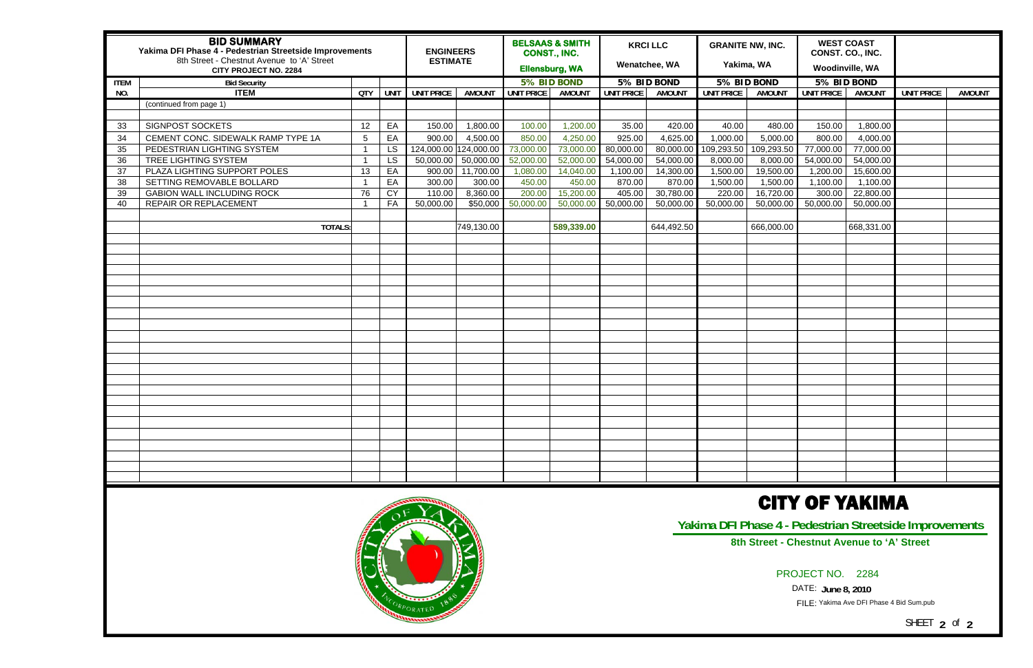| BID SUMMARY<br>Yakima DFI Phase 4 - Pedestrian Streetside Improvements<br>8th Street - Chestnut Avenue to 'A' Street<br>CITY PROJECT NO. 2284 | | | | ENGINEERS ESTIMATE | | BELSAAS & SMITH CONST., INC.<br>Ellensburg, WA | | KRCI LLC<br>Wenatchee, WA | | GRANITE NW, INC.<br>Yakima, WA | | WEST COAST CONST. CO., INC.<br>Woodinville, WA | | | |
|---|---|---|---|---|---|---|---|---|---|---|---|---|---|---|---|
| ITEM | Bid Security | | | | | 5% BID BOND | | 5% BID BOND | | 5% BID BOND | | 5% BID BOND | | | |
| NO. | ITEM | QTY | UNIT | UNIT PRICE | AMOUNT | UNIT PRICE | AMOUNT | UNIT PRICE | AMOUNT | UNIT PRICE | AMOUNT | UNIT PRICE | AMOUNT | UNIT PRICE | AMOUNT |
| | (continued from page 1) | | | | | | | | | | | | | | |
| 33 | SIGNPOST SOCKETS | 12 | EA | 150.00 | 1,800.00 | 100.00 | 1,200.00 | 35.00 | 420.00 | 40.00 | 480.00 | 150.00 | 1,800.00 | | |
| 34 | CEMENT CONC. SIDEWALK RAMP TYPE 1A | 5 | EA | 900.00 | 4,500.00 | 850.00 | 4,250.00 | 925.00 | 4,625.00 | 1,000.00 | 5,000.00 | 800.00 | 4,000.00 | | |
| 35 | PEDESTRIAN LIGHTING SYSTEM | 1 | LS | 124,000.00 | 124,000.00 | 73,000.00 | 73,000.00 | 80,000.00 | 80,000.00 | 109,293.50 | 109,293.50 | 77,000.00 | 77,000.00 | | |
| 36 | TREE LIGHTING SYSTEM | 1 | LS | 50,000.00 | 50,000.00 | 52,000.00 | 52,000.00 | 54,000.00 | 54,000.00 | 8,000.00 | 8,000.00 | 54,000.00 | 54,000.00 | | |
| 37 | PLAZA LIGHTING SUPPORT POLES | 13 | EA | 900.00 | 11,700.00 | 1,080.00 | 14,040.00 | 1,100.00 | 14,300.00 | 1,500.00 | 19,500.00 | 1,200.00 | 15,600.00 | | |
| 38 | SETTING REMOVABLE BOLLARD | 1 | EA | 300.00 | 300.00 | 450.00 | 450.00 | 870.00 | 870.00 | 1,500.00 | 1,500.00 | 1,100.00 | 1,100.00 | | |
| 39 | GABION WALL INCLUDING ROCK | 76 | CY | 110.00 | 8,360.00 | 200.00 | 15,200.00 | 405.00 | 30,780.00 | 220.00 | 16,720.00 | 300.00 | 22,800.00 | | |
| 40 | REPAIR OR REPLACEMENT | 1 | FA | 50,000.00 | $50,000 | 50,000.00 | 50,000.00 | 50,000.00 | 50,000.00 | 50,000.00 | 50,000.00 | 50,000.00 | 50,000.00 | | |
| | TOTALS: | | | | 749,130.00 | | 589,339.00 | | 644,492.50 | | 666,000.00 | | 668,331.00 | | |

# CITY OF YAKIMA

**Yakima DFI Phase 4 - Pedestrian Streetside Improvements**

**8th Street - Chestnut Avenue to 'A' Street**

PROJECT NO. 2284

DATE: **June 8, 2010**

FILE: Yakima Ave DFI Phase 4 Bid Sum.pub

SHEET **2** of **2**